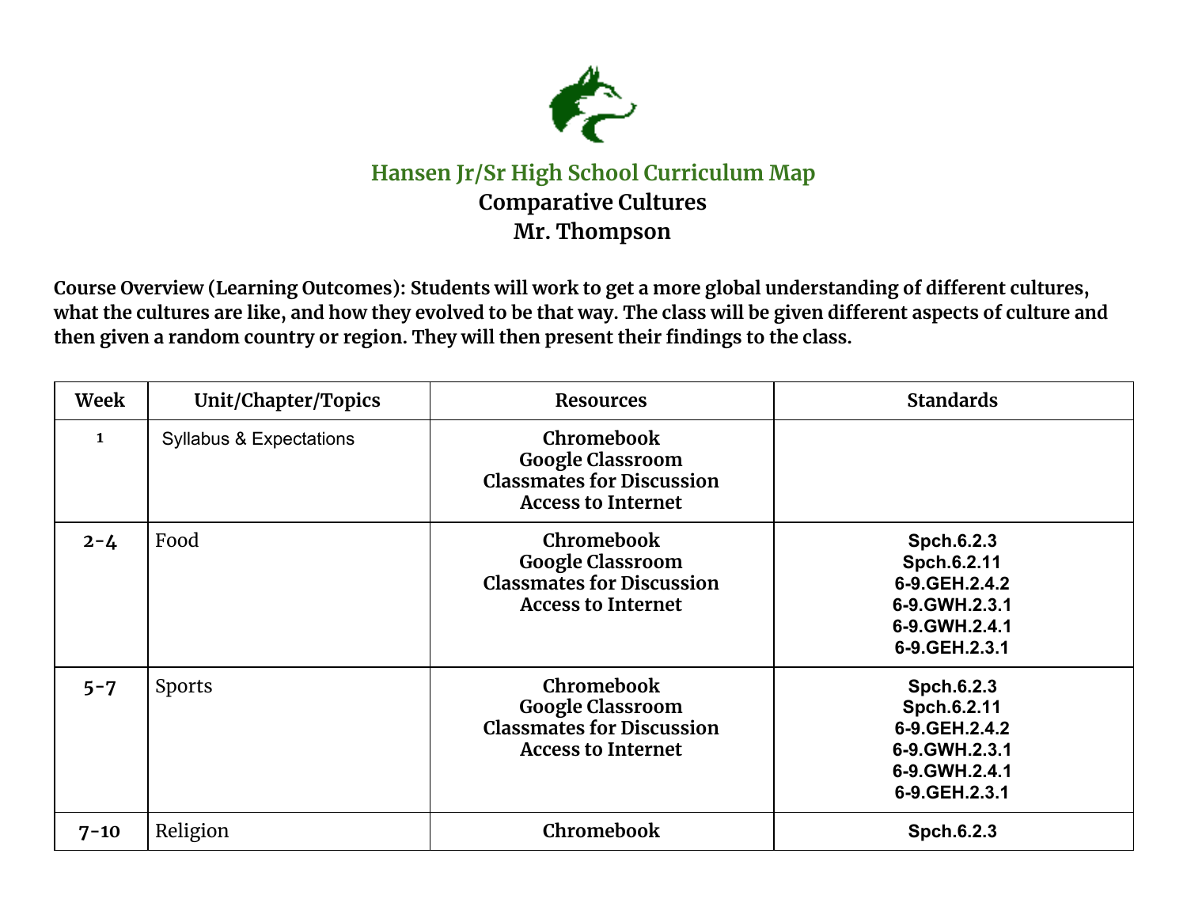# Hansen Jr/Sr High School Curriculum Map

## Comparative Cultures

## Mr. Thompson

**Course Overview (Learning Outcomes): Students will work to get a more global understanding of different cultures, what the cultures are like, and how they evolved to be that way. The class will be given different aspects of culture and then given a random country or region. They will then present their findings to the class.**

| Week | Unit/Chapter/Topics | Resources | Standards |
|---|---|---|---|
| 1 | Syllabus & Expectations | Chromebook<br>Google Classroom<br>Classmates for Discussion<br>Access to Internet | |
| 2-4 | Food | Chromebook<br>Google Classroom<br>Classmates for Discussion<br>Access to Internet | Spch.6.2.3<br>Spch.6.2.11<br>6-9.GEH.2.4.2<br>6-9.GWH.2.3.1<br>6-9.GWH.2.4.1<br>6-9.GEH.2.3.1 |
| 5-7 | Sports | Chromebook<br>Google Classroom<br>Classmates for Discussion<br>Access to Internet | Spch.6.2.3<br>Spch.6.2.11<br>6-9.GEH.2.4.2<br>6-9.GWH.2.3.1<br>6-9.GWH.2.4.1<br>6-9.GEH.2.3.1 |
| 7-10 | Religion | Chromebook | Spch.6.2.3 |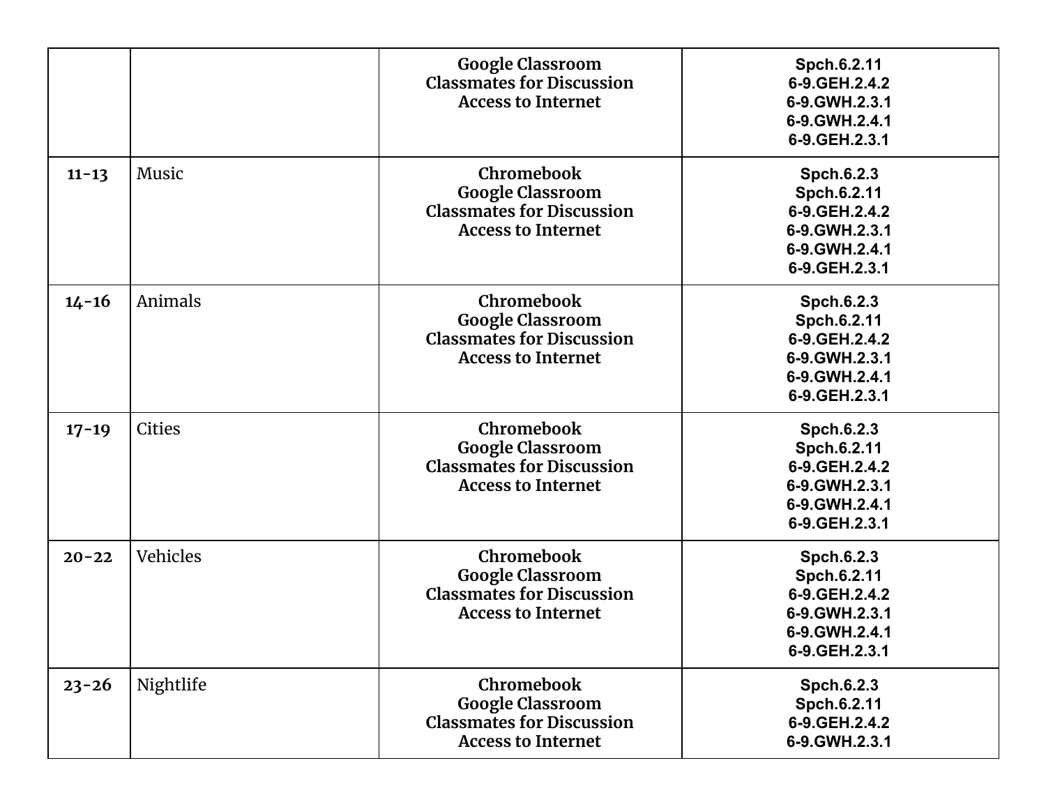| | | | |
|---|---|---|---|
| | | Google Classroom<br>Classmates for Discussion<br>Access to Internet | Spch.6.2.11<br>6-9.GEH.2.4.2<br>6-9.GWH.2.3.1<br>6-9.GWH.2.4.1<br>6-9.GEH.2.3.1 |
| 11-13 | Music | Chromebook<br>Google Classroom<br>Classmates for Discussion<br>Access to Internet | Spch.6.2.3<br>Spch.6.2.11<br>6-9.GEH.2.4.2<br>6-9.GWH.2.3.1<br>6-9.GWH.2.4.1<br>6-9.GEH.2.3.1 |
| 14-16 | Animals | Chromebook<br>Google Classroom<br>Classmates for Discussion<br>Access to Internet | Spch.6.2.3<br>Spch.6.2.11<br>6-9.GEH.2.4.2<br>6-9.GWH.2.3.1<br>6-9.GWH.2.4.1<br>6-9.GEH.2.3.1 |
| 17-19 | Cities | Chromebook<br>Google Classroom<br>Classmates for Discussion<br>Access to Internet | Spch.6.2.3<br>Spch.6.2.11<br>6-9.GEH.2.4.2<br>6-9.GWH.2.3.1<br>6-9.GWH.2.4.1<br>6-9.GEH.2.3.1 |
| 20-22 | Vehicles | Chromebook<br>Google Classroom<br>Classmates for Discussion<br>Access to Internet | Spch.6.2.3<br>Spch.6.2.11<br>6-9.GEH.2.4.2<br>6-9.GWH.2.3.1<br>6-9.GWH.2.4.1<br>6-9.GEH.2.3.1 |
| 23-26 | Nightlife | Chromebook<br>Google Classroom<br>Classmates for Discussion<br>Access to Internet | Spch.6.2.3<br>Spch.6.2.11<br>6-9.GEH.2.4.2<br>6-9.GWH.2.3.1 |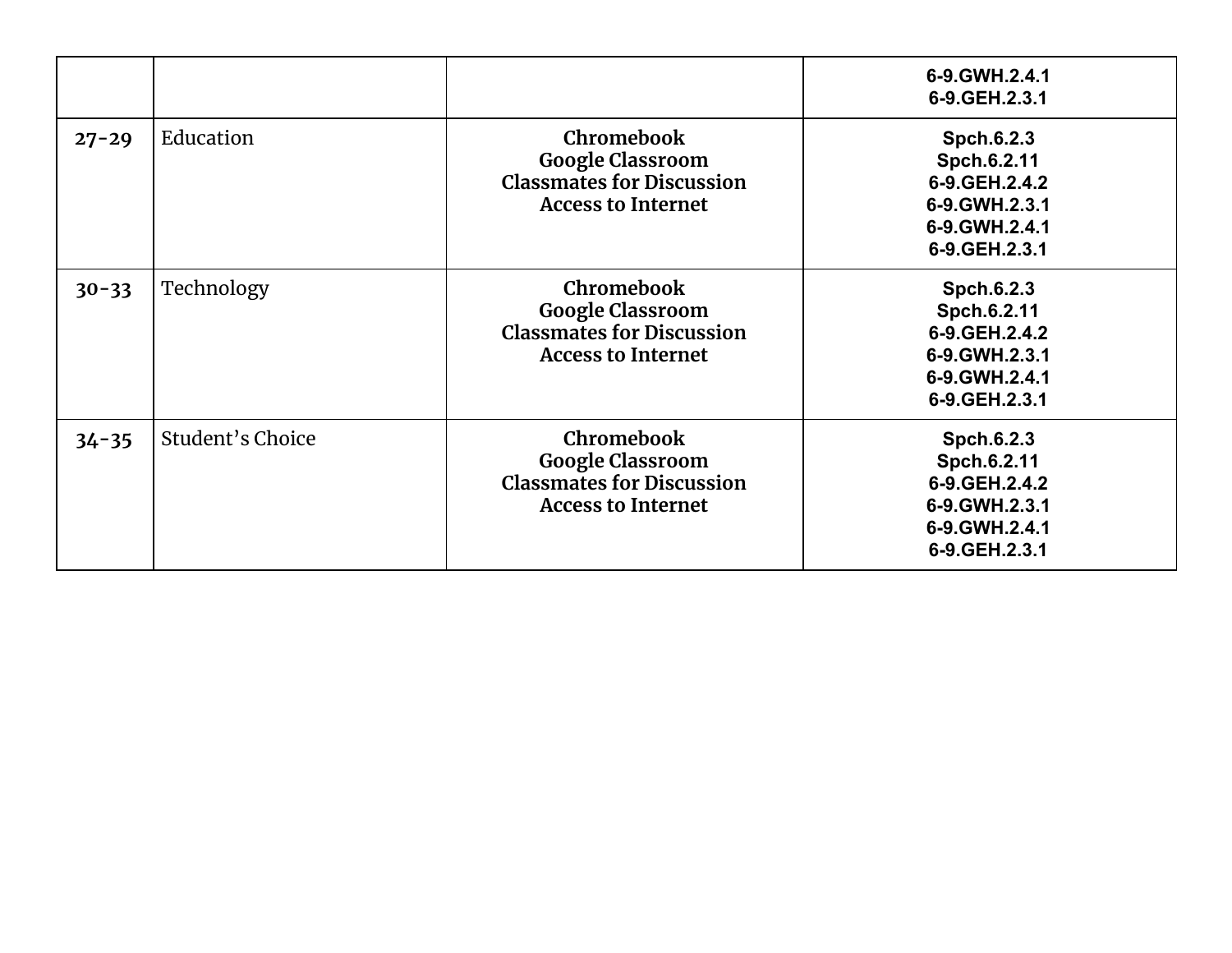| | | | |
|---|---|---|---|
| | | | 6-9.GWH.2.4.1<br>6-9.GEH.2.3.1 |
| **27-29** | Education | **Chromebook**<br>**Google Classroom**<br>**Classmates for Discussion**<br>**Access to Internet** | **Spch.6.2.3**<br>**Spch.6.2.11**<br>**6-9.GEH.2.4.2**<br>**6-9.GWH.2.3.1**<br>**6-9.GWH.2.4.1**<br>**6-9.GEH.2.3.1** |
| **30-33** | Technology | **Chromebook**<br>**Google Classroom**<br>**Classmates for Discussion**<br>**Access to Internet** | **Spch.6.2.3**<br>**Spch.6.2.11**<br>**6-9.GEH.2.4.2**<br>**6-9.GWH.2.3.1**<br>**6-9.GWH.2.4.1**<br>**6-9.GEH.2.3.1** |
| **34-35** | Student's Choice | **Chromebook**<br>**Google Classroom**<br>**Classmates for Discussion**<br>**Access to Internet** | **Spch.6.2.3**<br>**Spch.6.2.11**<br>**6-9.GEH.2.4.2**<br>**6-9.GWH.2.3.1**<br>**6-9.GWH.2.4.1**<br>**6-9.GEH.2.3.1** |